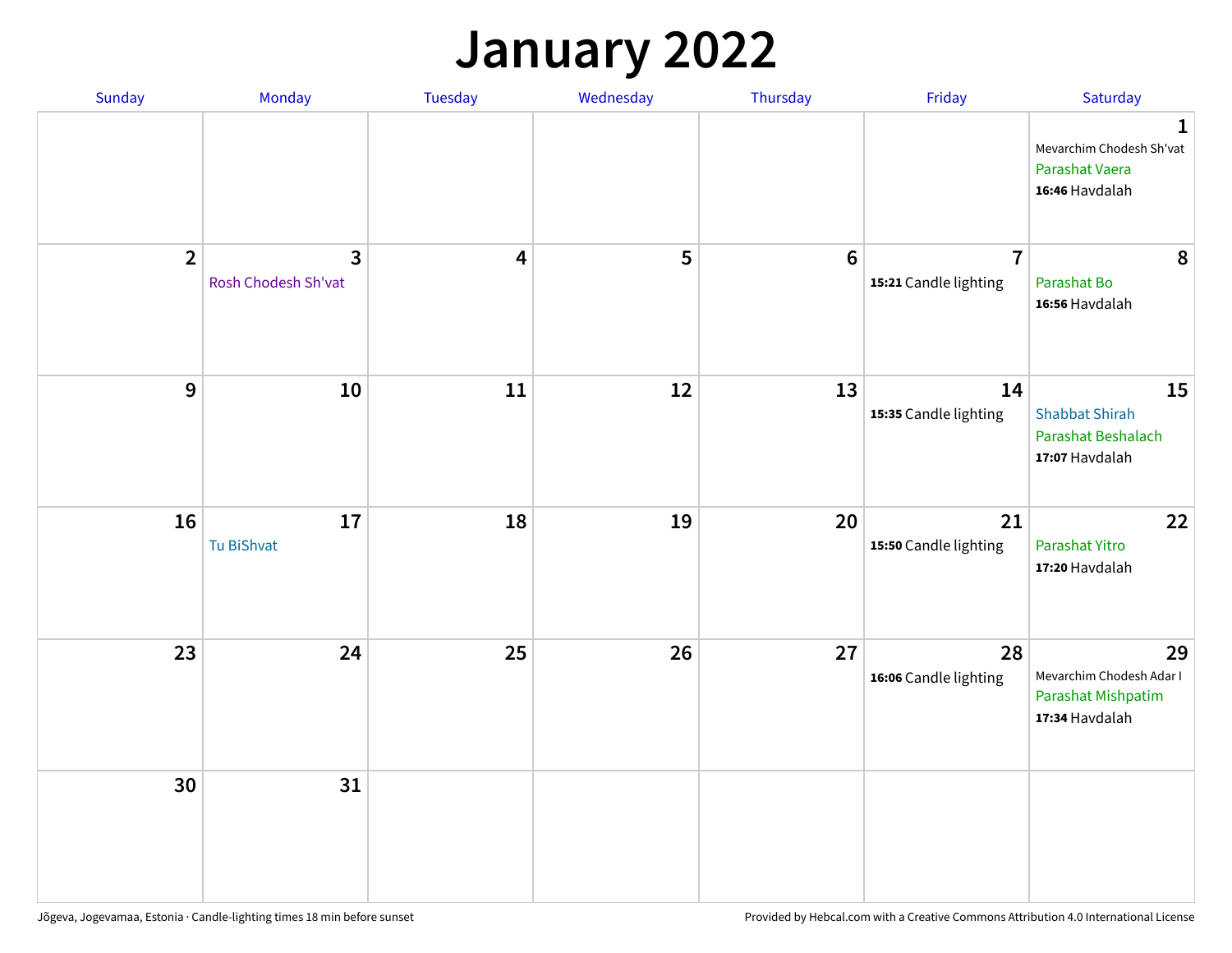# January 2022

| Sunday | Monday | Tuesday | Wednesday | Thursday | Friday | Saturday |
|---|---|---|---|---|---|---|
| | | | | | | **1** Mevarchim Chodesh Sh'vat Parashat Vaera **16:46** Havdalah |
| **2** | **3** Rosh Chodesh Sh'vat | **4** | **5** | **6** | **7** **15:21** Candle lighting | **8** Parashat Bo **16:56** Havdalah |
| **9** | **10** | **11** | **12** | **13** | **14** **15:35** Candle lighting | **15** Shabbat Shirah Parashat Beshalach **17:07** Havdalah |
| **16** | **17** Tu BiShvat | **18** | **19** | **20** | **21** **15:50** Candle lighting | **22** Parashat Yitro **17:20** Havdalah |
| **23** | **24** | **25** | **26** | **27** | **28** **16:06** Candle lighting | **29** Mevarchim Chodesh Adar I Parashat Mishpatim **17:34** Havdalah |
| **30** | **31** | | | | | |

Jõgeva, Jogevamaa, Estonia · Candle-lighting times 18 min before sunset

Provided by Hebcal.com with a Creative Commons Attribution 4.0 International License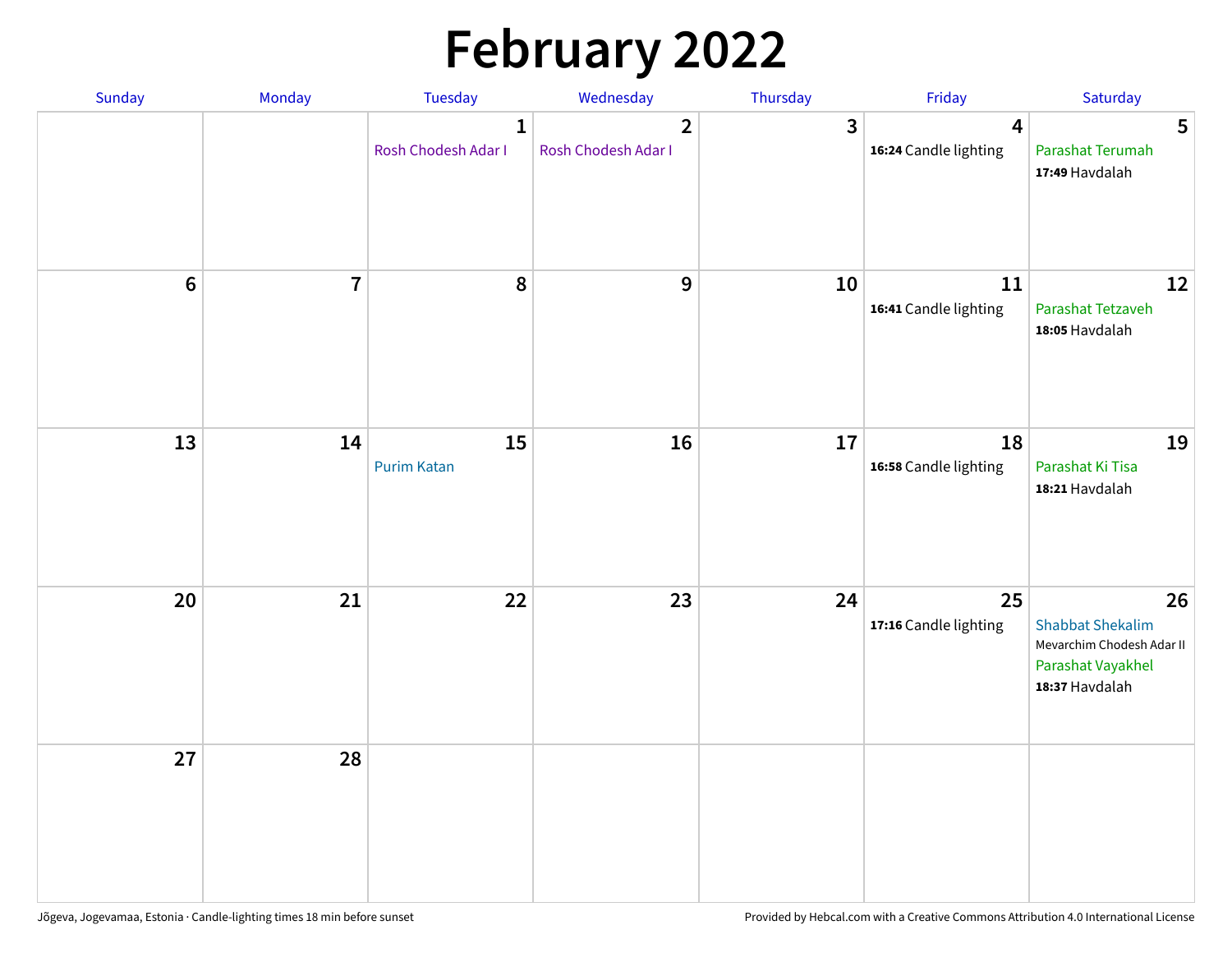# February 2022

| Sunday | Monday | Tuesday | Wednesday | Thursday | Friday | Saturday |
|---|---|---|---|---|---|---|
| | | 1 Rosh Chodesh Adar I | 2 Rosh Chodesh Adar I | 3 | 4 **16:24** Candle lighting | 5 Parashat Terumah **17:49** Havdalah |
| 6 | 7 | 8 | 9 | 10 | 11 **16:41** Candle lighting | 12 Parashat Tetzaveh **18:05** Havdalah |
| 13 | 14 | 15 Purim Katan | 16 | 17 | 18 **16:58** Candle lighting | 19 Parashat Ki Tisa **18:21** Havdalah |
| 20 | 21 | 22 | 23 | 24 | 25 **17:16** Candle lighting | 26 Shabbat Shekalim Mevarchim Chodesh Adar II Parashat Vayakhel **18:37** Havdalah |
| 27 | 28 | | | | | |

Jõgeva, Jogevamaa, Estonia · Candle-lighting times 18 min before sunset

Provided by Hebcal.com with a Creative Commons Attribution 4.0 International License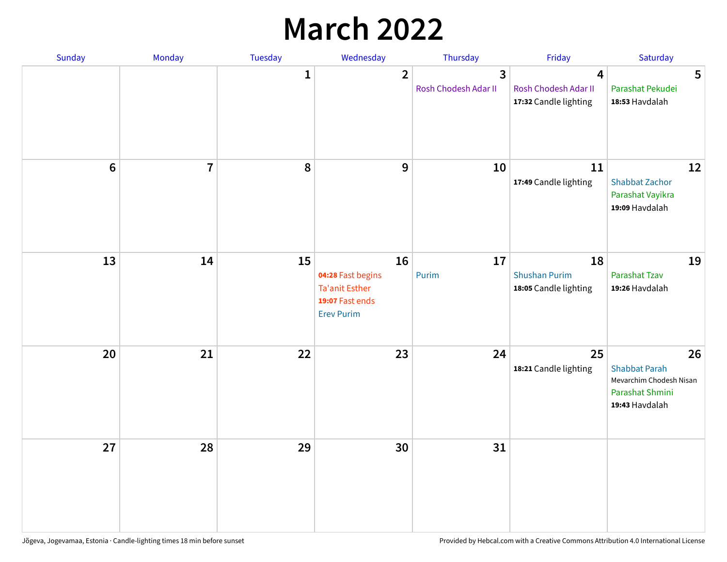# March 2022

| Sunday | Monday | Tuesday | Wednesday | Thursday | Friday | Saturday |
|---|---|---|---|---|---|---|
| | | 1 | 2 | 3<br>Rosh Chodesh Adar II | 4<br>Rosh Chodesh Adar II<br>**17:32** Candle lighting | 5<br>Parashat Pekudei<br>**18:53** Havdalah |
| 6 | 7 | 8 | 9 | 10 | 11<br>**17:49** Candle lighting | 12<br>Shabbat Zachor<br>Parashat Vayikra<br>**19:09** Havdalah |
| 13 | 14 | 15 | 16<br>**04:28** Fast begins<br>Ta'anit Esther<br>**19:07** Fast ends<br>Erev Purim | 17<br>Purim | 18<br>Shushan Purim<br>**18:05** Candle lighting | 19<br>Parashat Tzav<br>**19:26** Havdalah |
| 20 | 21 | 22 | 23 | 24 | 25<br>**18:21** Candle lighting | 26<br>Shabbat Parah<br>Mevarchim Chodesh Nisan<br>Parashat Shmini<br>**19:43** Havdalah |
| 27 | 28 | 29 | 30 | 31 | | |

Jõgeva, Jogevamaa, Estonia · Candle-lighting times 18 min before sunset

Provided by Hebcal.com with a Creative Commons Attribution 4.0 International License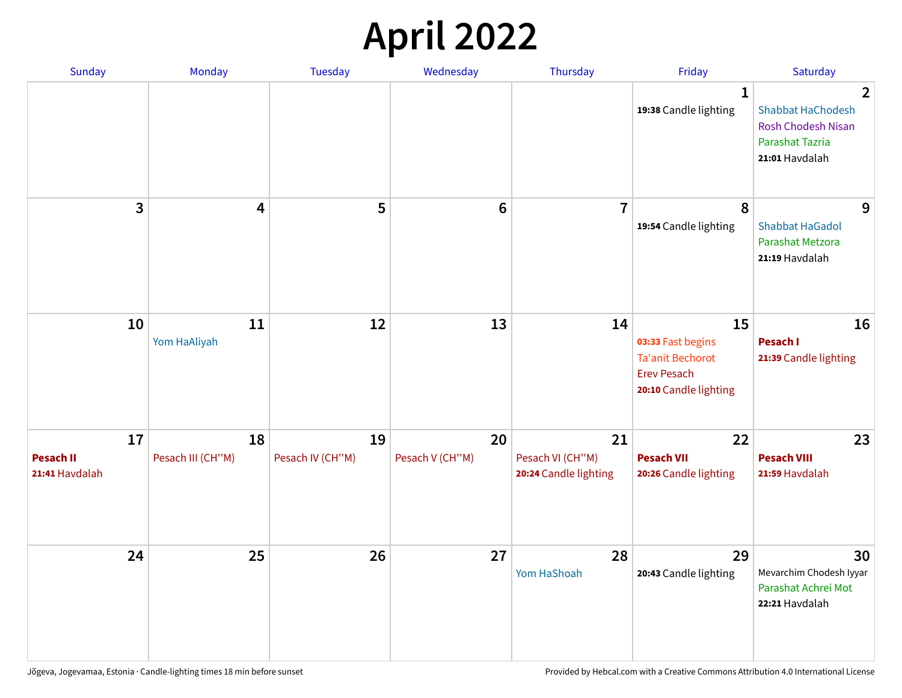# April 2022

| Sunday | Monday | Tuesday | Wednesday | Thursday | Friday | Saturday |
|---|---|---|---|---|---|---|
| | | | | | 1<br>**19:38** Candle lighting | 2<br>Shabbat HaChodesh<br>Rosh Chodesh Nisan<br>Parashat Tazria<br>**21:01** Havdalah |
| 3 | 4 | 5 | 6 | 7 | 8<br>**19:54** Candle lighting | 9<br>Shabbat HaGadol<br>Parashat Metzora<br>**21:19** Havdalah |
| 10 | 11<br>Yom HaAliyah | 12 | 13 | 14 | 15<br>**03:33** Fast begins<br>Ta'anit Bechorot<br>Erev Pesach<br>**20:10** Candle lighting | 16<br>**Pesach I**<br>**21:39** Candle lighting |
| 17<br>**Pesach II**<br>**21:41** Havdalah | 18<br>Pesach III (CH''M) | 19<br>Pesach IV (CH''M) | 20<br>Pesach V (CH''M) | 21<br>Pesach VI (CH''M)<br>**20:24** Candle lighting | 22<br>**Pesach VII**<br>**20:26** Candle lighting | 23<br>**Pesach VIII**<br>**21:59** Havdalah |
| 24 | 25 | 26 | 27 | 28<br>Yom HaShoah | 29<br>**20:43** Candle lighting | 30<br>Mevarchim Chodesh Iyyar<br>Parashat Achrei Mot<br>**22:21** Havdalah |

Jõgeva, Jogevamaa, Estonia · Candle-lighting times 18 min before sunset

Provided by Hebcal.com with a Creative Commons Attribution 4.0 International License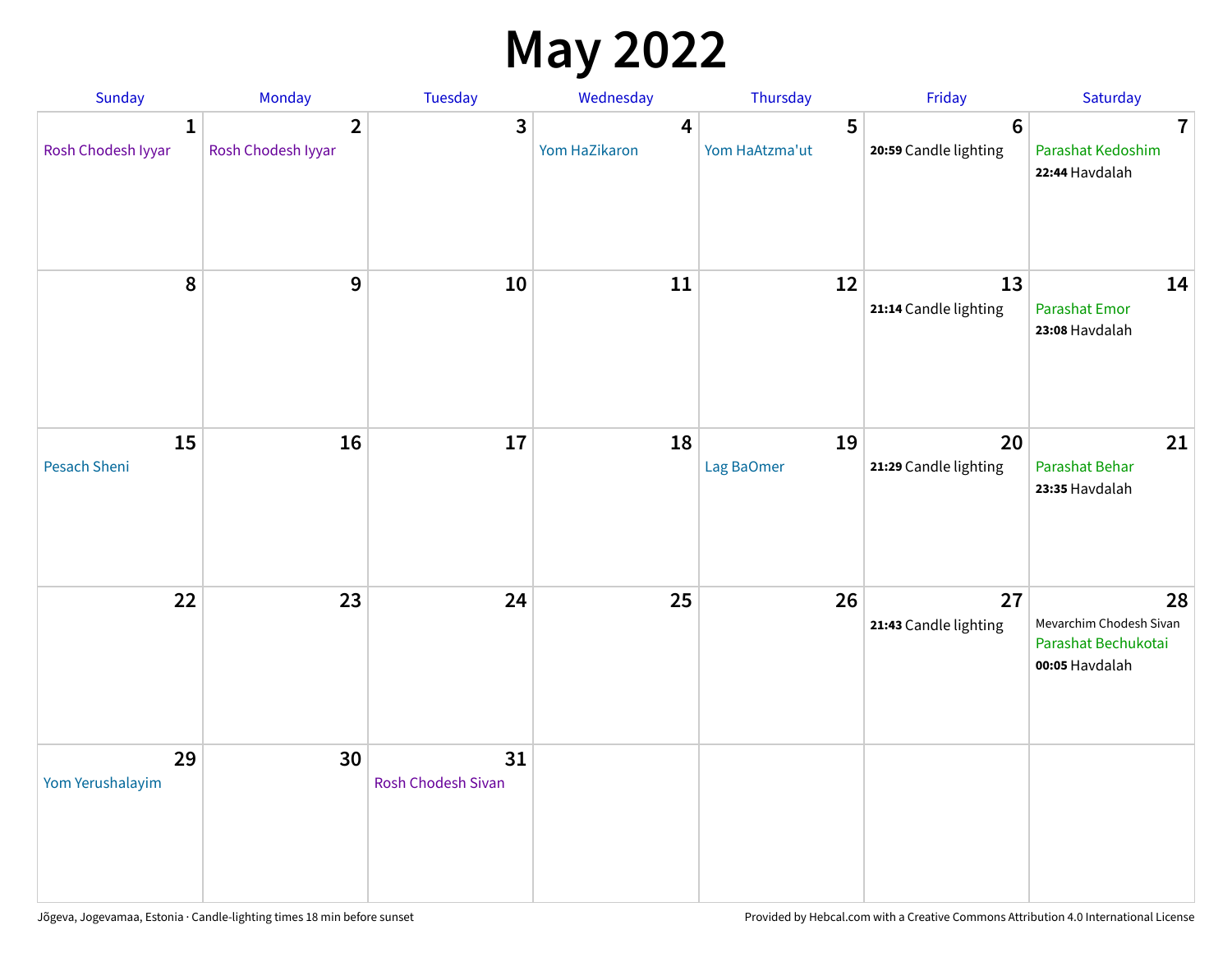# May 2022

| Sunday | Monday | Tuesday | Wednesday | Thursday | Friday | Saturday |
|---|---|---|---|---|---|---|
| **1** Rosh Chodesh Iyyar | **2** Rosh Chodesh Iyyar | **3** | **4** Yom HaZikaron | **5** Yom HaAtzma'ut | **6** **20:59** Candle lighting | **7** Parashat Kedoshim **22:44** Havdalah |
| **8** | **9** | **10** | **11** | **12** | **13** **21:14** Candle lighting | **14** Parashat Emor **23:08** Havdalah |
| **15** Pesach Sheni | **16** | **17** | **18** | **19** Lag BaOmer | **20** **21:29** Candle lighting | **21** Parashat Behar **23:35** Havdalah |
| **22** | **23** | **24** | **25** | **26** | **27** **21:43** Candle lighting | **28** Mevarchim Chodesh Sivan Parashat Bechukotai **00:05** Havdalah |
| **29** Yom Yerushalayim | **30** | **31** Rosh Chodesh Sivan | | | | |

Jõgeva, Jogevamaa, Estonia · Candle-lighting times 18 min before sunset

Provided by Hebcal.com with a Creative Commons Attribution 4.0 International License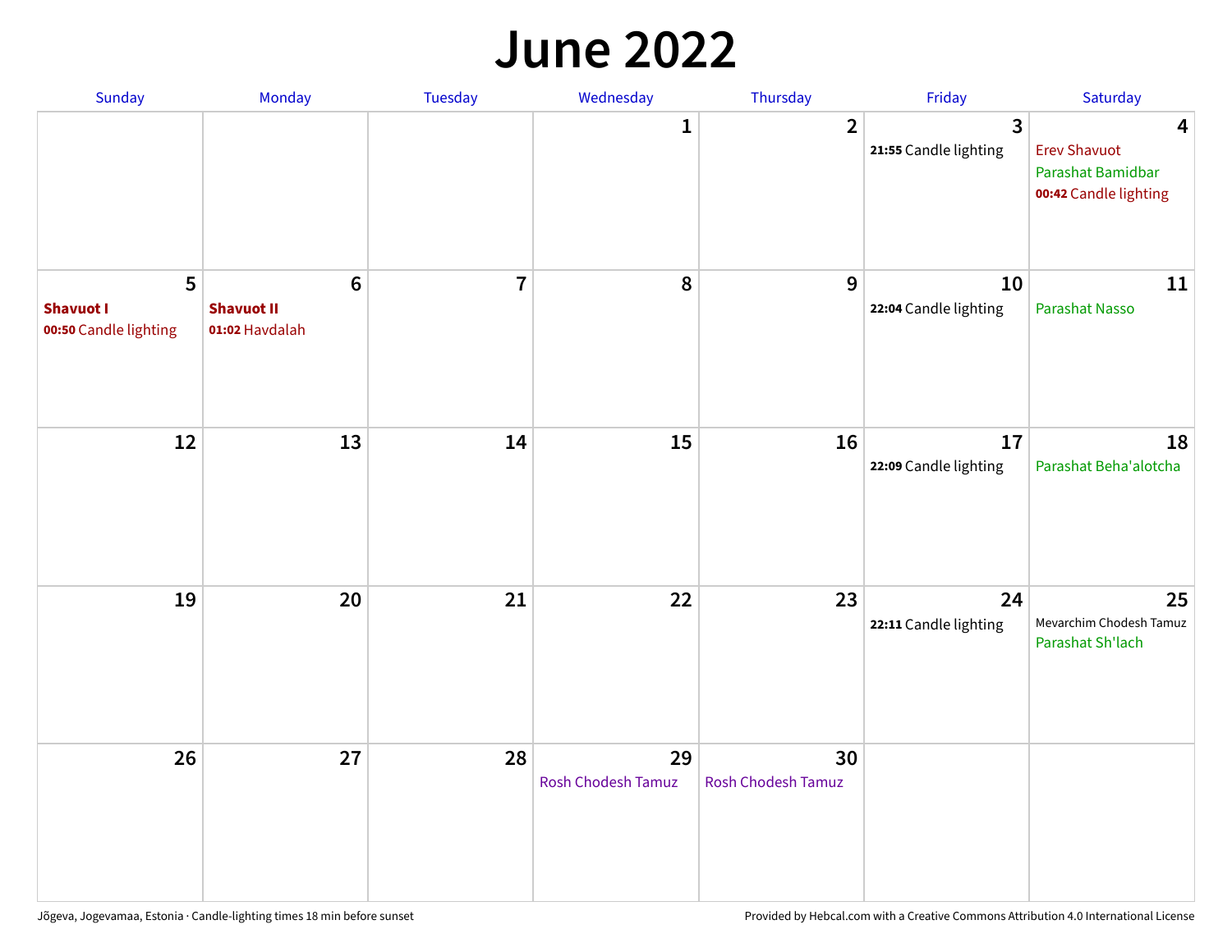# June 2022

| Sunday | Monday | Tuesday | Wednesday | Thursday | Friday | Saturday |
|---|---|---|---|---|---|---|
| | | | 1 | 2 | 3<br>**21:55** Candle lighting | 4<br>Erev Shavuot<br>Parashat Bamidbar<br>**00:42** Candle lighting |
| 5<br>**Shavuot I**<br>**00:50** Candle lighting | 6<br>**Shavuot II**<br>**01:02** Havdalah | 7 | 8 | 9 | 10<br>**22:04** Candle lighting | 11<br>Parashat Nasso |
| 12 | 13 | 14 | 15 | 16 | 17<br>**22:09** Candle lighting | 18<br>Parashat Beha'alotcha |
| 19 | 20 | 21 | 22 | 23 | 24<br>**22:11** Candle lighting | 25<br>Mevarchim Chodesh Tamuz<br>Parashat Sh'lach |
| 26 | 27 | 28 | 29<br>Rosh Chodesh Tamuz | 30<br>Rosh Chodesh Tamuz | | |

Jõgeva, Jogevamaa, Estonia · Candle-lighting times 18 min before sunset

Provided by Hebcal.com with a Creative Commons Attribution 4.0 International License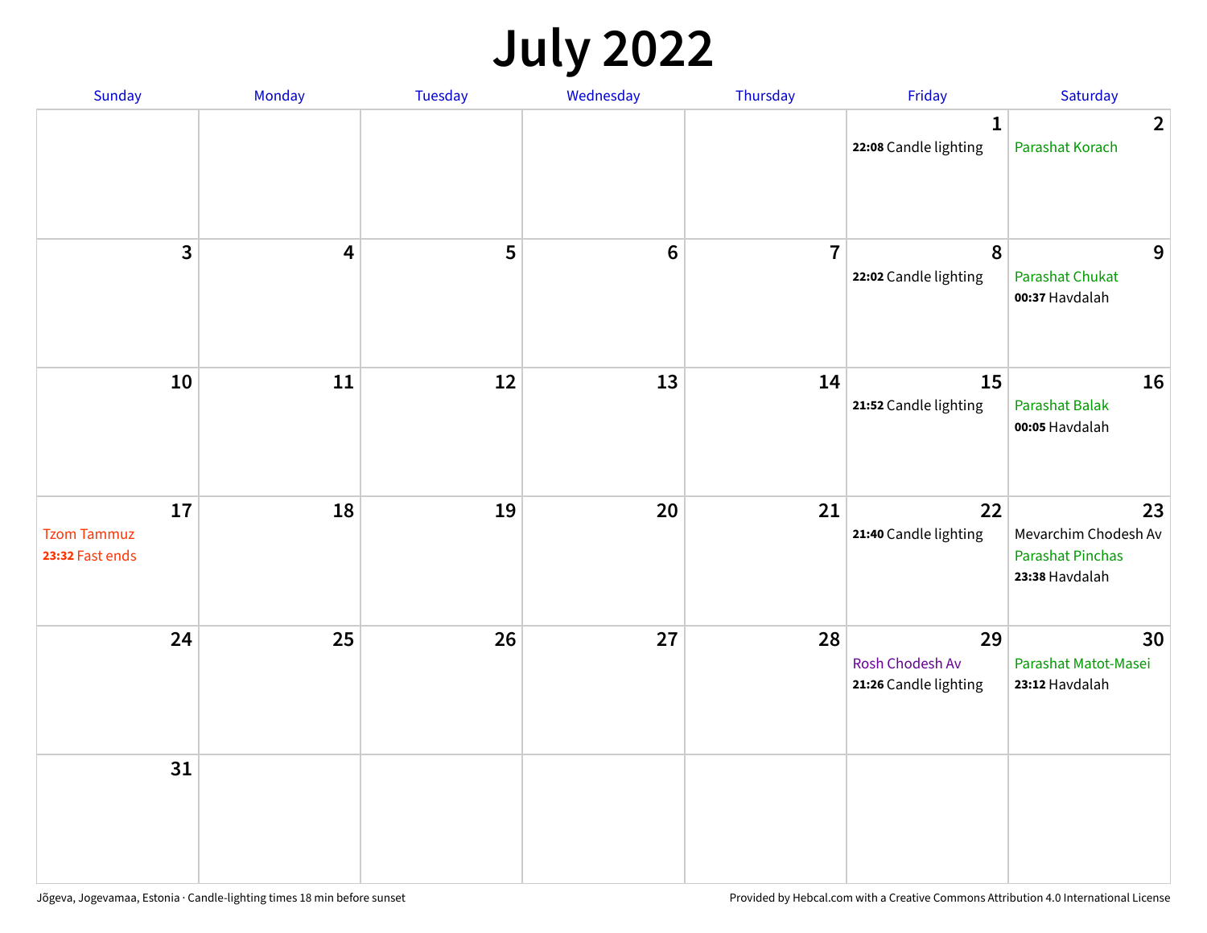# July 2022

| Sunday | Monday | Tuesday | Wednesday | Thursday | Friday | Saturday |
|---|---|---|---|---|---|---|
| | | | | | 1<br>**22:08** Candle lighting | 2<br>Parashat Korach |
| 3 | 4 | 5 | 6 | 7 | 8<br>**22:02** Candle lighting | 9<br>Parashat Chukat<br>**00:37** Havdalah |
| 10 | 11 | 12 | 13 | 14 | 15<br>**21:52** Candle lighting | 16<br>Parashat Balak<br>**00:05** Havdalah |
| 17<br>Tzom Tammuz<br>**23:32** Fast ends | 18 | 19 | 20 | 21 | 22<br>**21:40** Candle lighting | 23<br>Mevarchim Chodesh Av<br>Parashat Pinchas<br>**23:38** Havdalah |
| 24 | 25 | 26 | 27 | 28 | 29<br>Rosh Chodesh Av<br>**21:26** Candle lighting | 30<br>Parashat Matot-Masei<br>**23:12** Havdalah |
| 31 | | | | | | |

Jõgeva, Jogevamaa, Estonia · Candle-lighting times 18 min before sunset

Provided by Hebcal.com with a Creative Commons Attribution 4.0 International License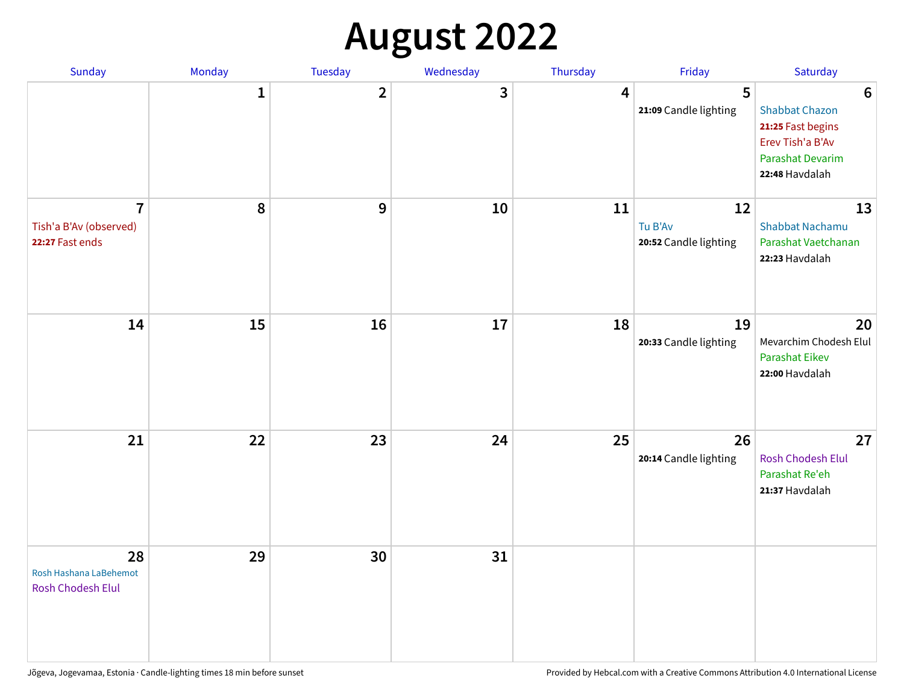# August 2022

| Sunday | Monday | Tuesday | Wednesday | Thursday | Friday | Saturday |
|---|---|---|---|---|---|---|
| | 1 | 2 | 3 | 4 | 5<br>**21:09** Candle lighting | 6<br>Shabbat Chazon<br>**21:25** Fast begins<br>Erev Tish'a B'Av<br>Parashat Devarim<br>**22:48** Havdalah |
| 7<br>Tish'a B'Av (observed)<br>**22:27** Fast ends | 8 | 9 | 10 | 11 | 12<br>Tu B'Av<br>**20:52** Candle lighting | 13<br>Shabbat Nachamu<br>Parashat Vaetchanan<br>**22:23** Havdalah |
| 14 | 15 | 16 | 17 | 18 | 19<br>**20:33** Candle lighting | 20<br>Mevarchim Chodesh Elul<br>Parashat Eikev<br>**22:00** Havdalah |
| 21 | 22 | 23 | 24 | 25 | 26<br>**20:14** Candle lighting | 27<br>Rosh Chodesh Elul<br>Parashat Re'eh<br>**21:37** Havdalah |
| 28<br>Rosh Hashana LaBehemot<br>Rosh Chodesh Elul | 29 | 30 | 31 | | | |

Jõgeva, Jogevamaa, Estonia · Candle-lighting times 18 min before sunset

Provided by Hebcal.com with a Creative Commons Attribution 4.0 International License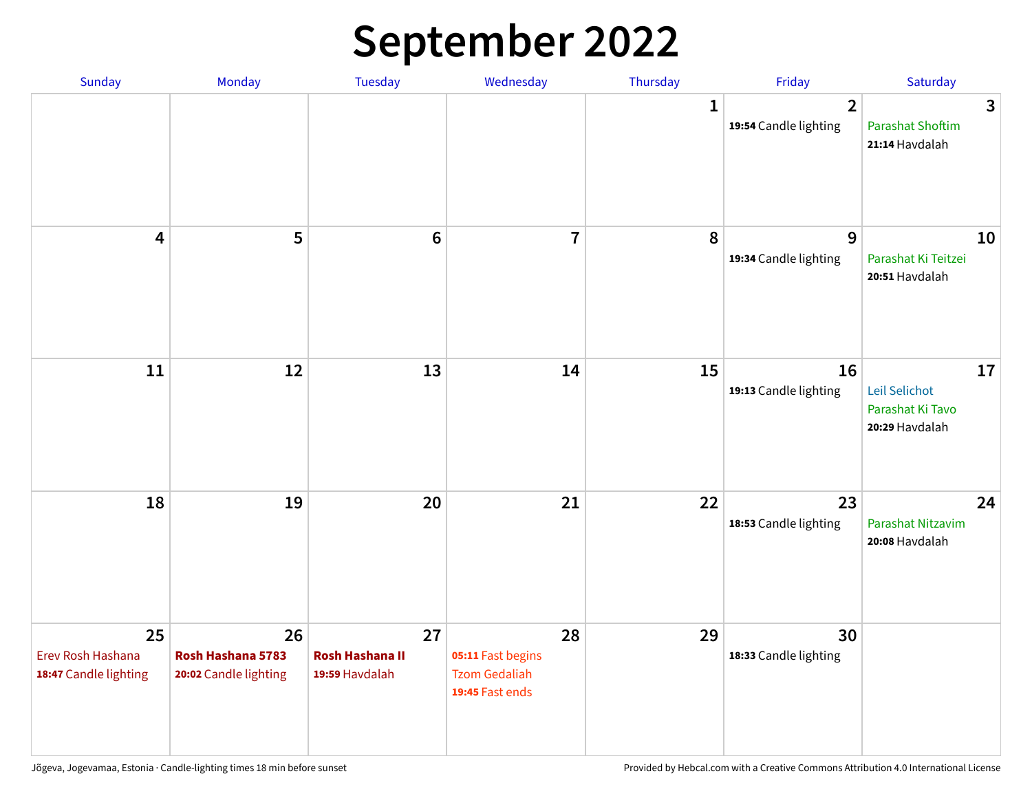# September 2022

| Sunday | Monday | Tuesday | Wednesday | Thursday | Friday | Saturday |
|---|---|---|---|---|---|---|
| | | | | 1 | 2<br>**19:54** Candle lighting | 3<br>Parashat Shoftim<br>**21:14** Havdalah |
| 4 | 5 | 6 | 7 | 8 | 9<br>**19:34** Candle lighting | 10<br>Parashat Ki Teitzei<br>**20:51** Havdalah |
| 11 | 12 | 13 | 14 | 15 | 16<br>**19:13** Candle lighting | 17<br>Leil Selichot<br>Parashat Ki Tavo<br>**20:29** Havdalah |
| 18 | 19 | 20 | 21 | 22 | 23<br>**18:53** Candle lighting | 24<br>Parashat Nitzavim<br>**20:08** Havdalah |
| 25<br>Erev Rosh Hashana<br>**18:47** Candle lighting | 26<br>**Rosh Hashana 5783**<br>**20:02** Candle lighting | 27<br>**Rosh Hashana II**<br>**19:59** Havdalah | 28<br>**05:11** Fast begins<br>Tzom Gedaliah<br>**19:45** Fast ends | 29 | 30<br>**18:33** Candle lighting | |

Jõgeva, Jogevamaa, Estonia · Candle-lighting times 18 min before sunset

Provided by Hebcal.com with a Creative Commons Attribution 4.0 International License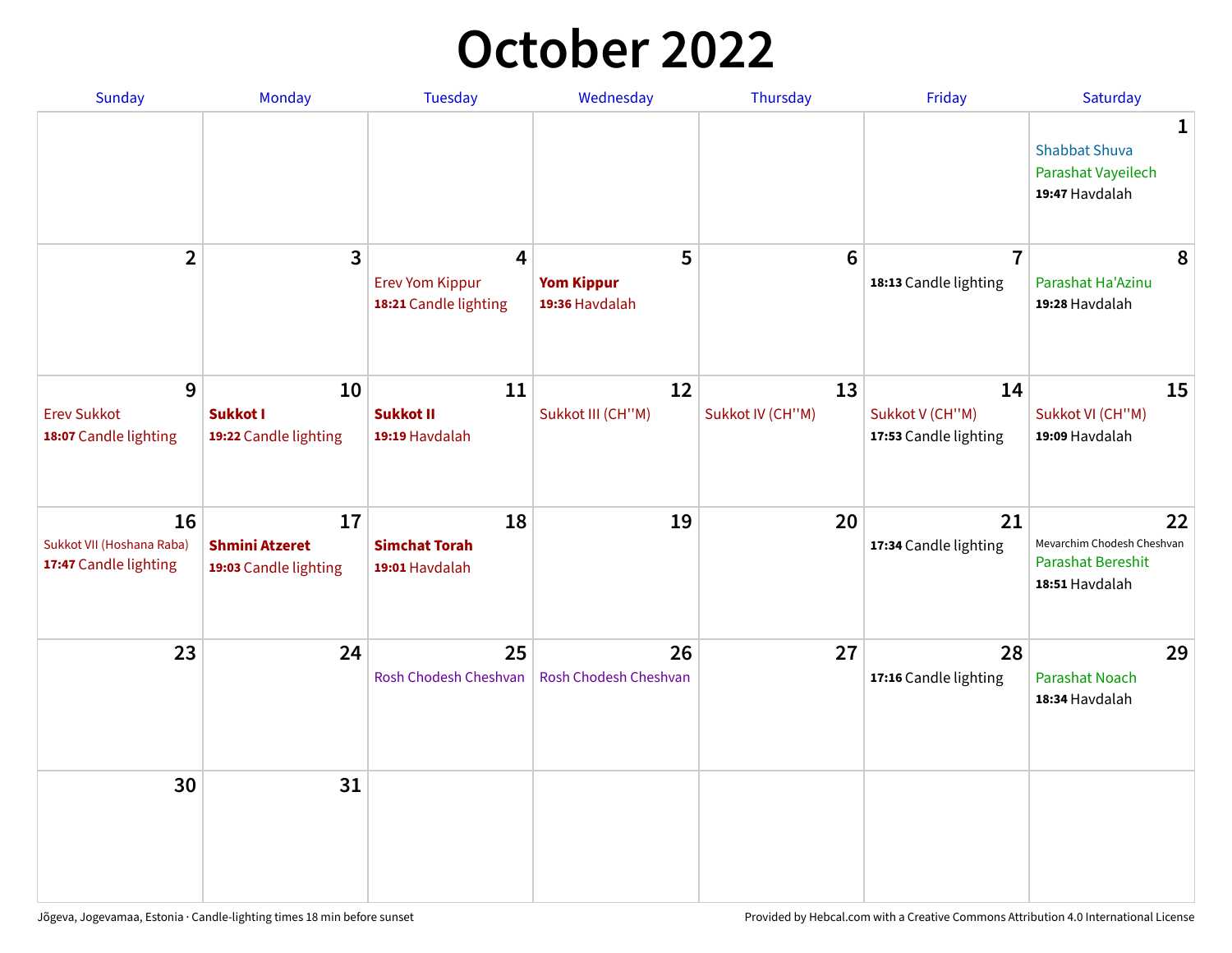# October 2022

| Sunday | Monday | Tuesday | Wednesday | Thursday | Friday | Saturday |
|---|---|---|---|---|---|---|
| | | | | | | **1** Shabbat Shuva<br>Parashat Vayeilech<br>**19:47** Havdalah |
| **2** | **3** | **4** Erev Yom Kippur<br>**18:21** Candle lighting | **5** **Yom Kippur**<br>**19:36** Havdalah | **6** | **7** **18:13** Candle lighting | **8** Parashat Ha'Azinu<br>**19:28** Havdalah |
| **9** Erev Sukkot<br>**18:07** Candle lighting | **10** **Sukkot I**<br>**19:22** Candle lighting | **11** **Sukkot II**<br>**19:19** Havdalah | **12** Sukkot III (CH''M) | **13** Sukkot IV (CH''M) | **14** Sukkot V (CH''M)<br>**17:53** Candle lighting | **15** Sukkot VI (CH''M)<br>**19:09** Havdalah |
| **16** Sukkot VII (Hoshana Raba)<br>**17:47** Candle lighting | **17** **Shmini Atzeret**<br>**19:03** Candle lighting | **18** **Simchat Torah**<br>**19:01** Havdalah | **19** | **20** | **21** **17:34** Candle lighting | **22** Mevarchim Chodesh Cheshvan<br>Parashat Bereshit<br>**18:51** Havdalah |
| **23** | **24** | **25** Rosh Chodesh Cheshvan | **26** Rosh Chodesh Cheshvan | **27** | **28** **17:16** Candle lighting | **29** Parashat Noach<br>**18:34** Havdalah |
| **30** | **31** | | | | | |

Jõgeva, Jogevamaa, Estonia · Candle-lighting times 18 min before sunset

Provided by Hebcal.com with a Creative Commons Attribution 4.0 International License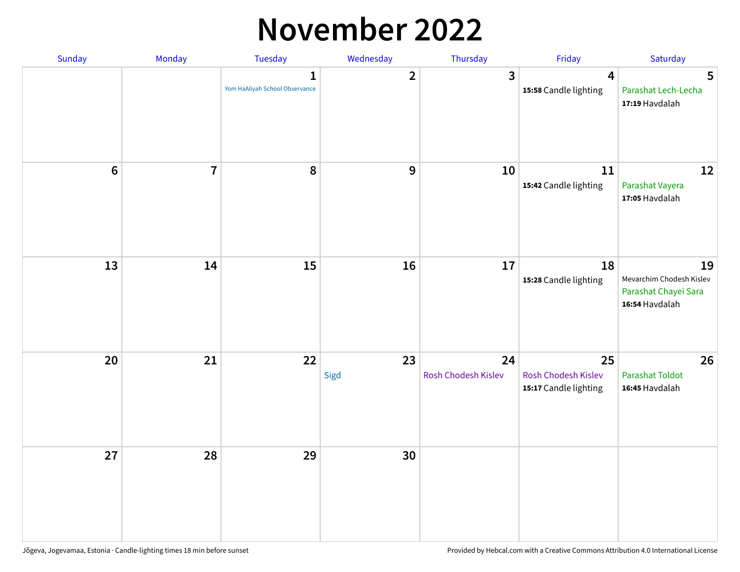# November 2022

| Sunday | Monday | Tuesday | Wednesday | Thursday | Friday | Saturday |
|---|---|---|---|---|---|---|
| | | 1<br>Yom HaAliyah School Observance | 2 | 3 | 4<br>**15:58** Candle lighting | 5<br>Parashat Lech-Lecha<br>**17:19** Havdalah |
| 6 | 7 | 8 | 9 | 10 | 11<br>**15:42** Candle lighting | 12<br>Parashat Vayera<br>**17:05** Havdalah |
| 13 | 14 | 15 | 16 | 17 | 18<br>**15:28** Candle lighting | 19<br>Mevarchim Chodesh Kislev<br>Parashat Chayei Sara<br>**16:54** Havdalah |
| 20 | 21 | 22 | 23<br>Sigd | 24<br>Rosh Chodesh Kislev | 25<br>Rosh Chodesh Kislev<br>**15:17** Candle lighting | 26<br>Parashat Toldot<br>**16:45** Havdalah |
| 27 | 28 | 29 | 30 | | | |

Jõgeva, Jogevamaa, Estonia · Candle-lighting times 18 min before sunset

Provided by Hebcal.com with a Creative Commons Attribution 4.0 International License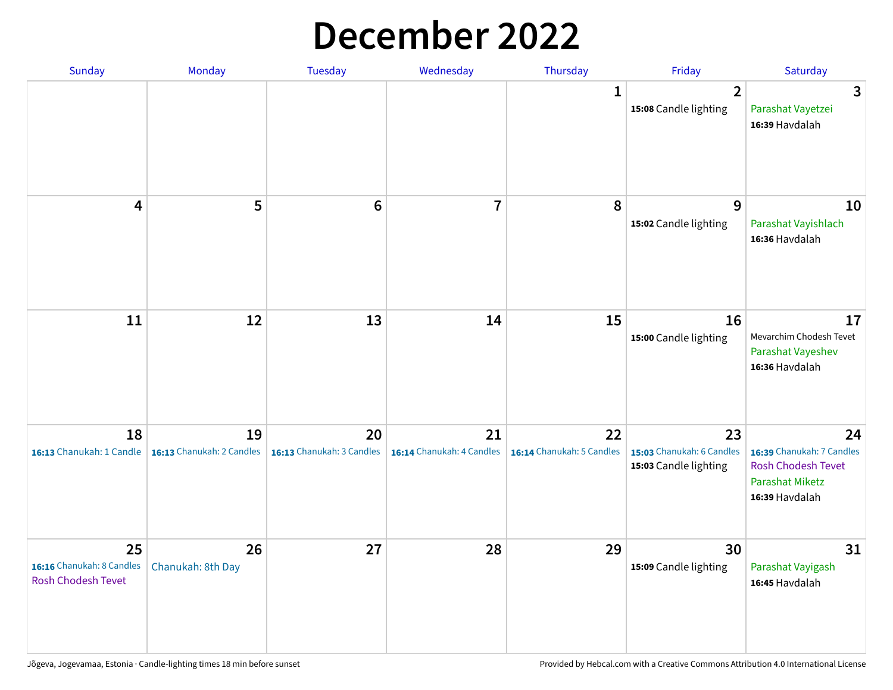# December 2022

| Sunday | Monday | Tuesday | Wednesday | Thursday | Friday | Saturday |
|---|---|---|---|---|---|---|
| | | | | 1 | 2<br>**15:08** Candle lighting | 3<br>Parashat Vayetzei<br>**16:39** Havdalah |
| 4 | 5 | 6 | 7 | 8 | 9<br>**15:02** Candle lighting | 10<br>Parashat Vayishlach<br>**16:36** Havdalah |
| 11 | 12 | 13 | 14 | 15 | 16<br>**15:00** Candle lighting | 17<br>Mevarchim Chodesh Tevet<br>Parashat Vayeshev<br>**16:36** Havdalah |
| 18<br>**16:13** Chanukah: 1 Candle | 19<br>**16:13** Chanukah: 2 Candles | 20<br>**16:13** Chanukah: 3 Candles | 21<br>**16:14** Chanukah: 4 Candles | 22<br>**16:14** Chanukah: 5 Candles | 23<br>**15:03** Chanukah: 6 Candles<br>**15:03** Candle lighting | 24<br>**16:39** Chanukah: 7 Candles<br>Rosh Chodesh Tevet<br>Parashat Miketz<br>**16:39** Havdalah |
| 25<br>**16:16** Chanukah: 8 Candles<br>Rosh Chodesh Tevet | 26<br>Chanukah: 8th Day | 27 | 28 | 29 | 30<br>**15:09** Candle lighting | 31<br>Parashat Vayigash<br>**16:45** Havdalah |

Jõgeva, Jogevamaa, Estonia · Candle-lighting times 18 min before sunset

Provided by Hebcal.com with a Creative Commons Attribution 4.0 International License